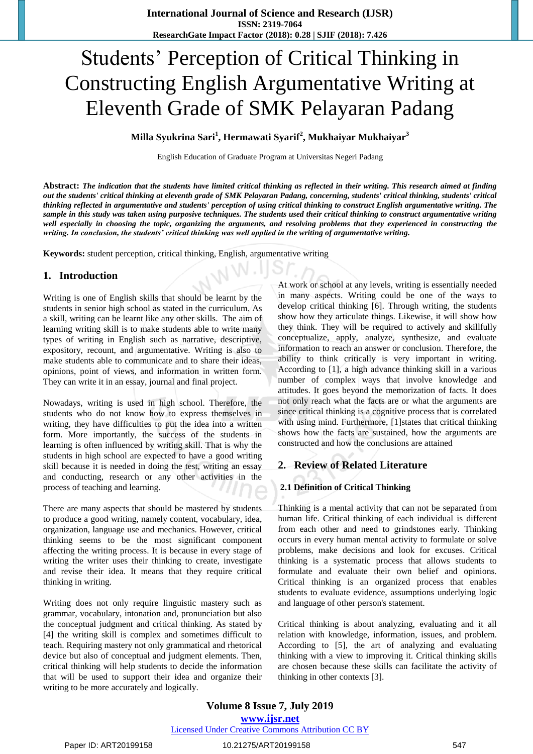# Students' Perception of Critical Thinking in Constructing English Argumentative Writing at Eleventh Grade of SMK Pelayaran Padang

**Milla Syukrina Sari[1], Hermawati Syarif[2], Mukhaiyar Mukhaiyar[3]**

English Education of Graduate Program at Universitas Negeri Padang

**Abstract:** ***The indication that the students have limited critical thinking as reflected in their writing. This research aimed at finding out the students' critical thinking at eleventh grade of SMK Pelayaran Padang, concerning, students' critical thinking, students' critical thinking reflected in argumentative and students' perception of using critical thinking to construct English argumentative writing. The sample in this study was taken using purposive techniques. The students used their critical thinking to construct argumentative writing well especially in choosing the topic, organizing the arguments, and resolving problems that they experienced in constructing the writing. In conclusion, the students' critical thinking was well applied in the writing of argumentative writing.***

**Keywords:** student perception, critical thinking, English, argumentative writing

## 1. Introduction

Writing is one of English skills that should be learnt by the students in senior high school as stated in the curriculum. As a skill, writing can be learnt like any other skills. The aim of learning writing skill is to make students able to write many types of writing in English such as narrative, descriptive, expository, recount, and argumentative. Writing is also to make students able to communicate and to share their ideas, opinions, point of views, and information in written form. They can write it in an essay, journal and final project.

Nowadays, writing is used in high school. Therefore, the students who do not know how to express themselves in writing, they have difficulties to put the idea into a written form. More importantly, the success of the students in learning is often influenced by writing skill. That is why the students in high school are expected to have a good writing skill because it is needed in doing the test, writing an essay and conducting, research or any other activities in the process of teaching and learning.

There are many aspects that should be mastered by students to produce a good writing, namely content, vocabulary, idea, organization, language use and mechanics. However, critical thinking seems to be the most significant component affecting the writing process. It is because in every stage of writing the writer uses their thinking to create, investigate and revise their idea. It means that they require critical thinking in writing.

Writing does not only require linguistic mastery such as grammar, vocabulary, intonation and, pronunciation but also the conceptual judgment and critical thinking. As stated by [4] the writing skill is complex and sometimes difficult to teach. Requiring mastery not only grammatical and rhetorical device but also of conceptual and judgment elements. Then, critical thinking will help students to decide the information that will be used to support their idea and organize their writing to be more accurately and logically.

At work or school at any levels, writing is essentially needed in many aspects. Writing could be one of the ways to develop critical thinking [6]. Through writing, the students show how they articulate things. Likewise, it will show how they think. They will be required to actively and skillfully conceptualize, apply, analyze, synthesize, and evaluate information to reach an answer or conclusion. Therefore, the ability to think critically is very important in writing. According to [1], a high advance thinking skill in a various number of complex ways that involve knowledge and attitudes. It goes beyond the memorization of facts. It does not only reach what the facts are or what the arguments are since critical thinking is a cognitive process that is correlated with using mind. Furthermore, [1]states that critical thinking shows how the facts are sustained, how the arguments are constructed and how the conclusions are attained

## 2. Review of Related Literature

### 2.1 Definition of Critical Thinking

Thinking is a mental activity that can not be separated from human life. Critical thinking of each individual is different from each other and need to grindstones early. Thinking occurs in every human mental activity to formulate or solve problems, make decisions and look for excuses. Critical thinking is a systematic process that allows students to formulate and evaluate their own belief and opinions. Critical thinking is an organized process that enables students to evaluate evidence, assumptions underlying logic and language of other person's statement.

Critical thinking is about analyzing, evaluating and it all relation with knowledge, information, issues, and problem. According to [5], the art of analyzing and evaluating thinking with a view to improving it. Critical thinking skills are chosen because these skills can facilitate the activity of thinking in other contexts [3].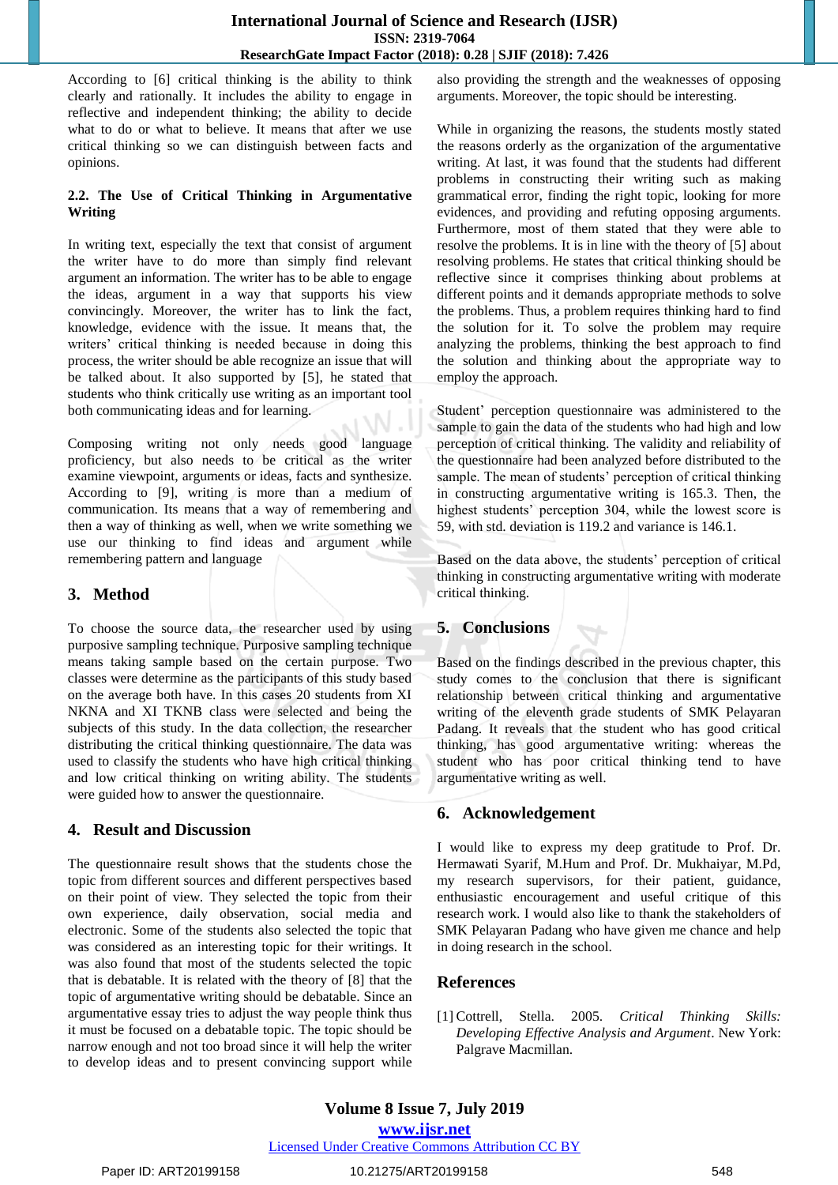According to [6] critical thinking is the ability to think clearly and rationally. It includes the ability to engage in reflective and independent thinking; the ability to decide what to do or what to believe. It means that after we use critical thinking so we can distinguish between facts and opinions.

### 2.2. The Use of Critical Thinking in Argumentative Writing

In writing text, especially the text that consist of argument the writer have to do more than simply find relevant argument an information. The writer has to be able to engage the ideas, argument in a way that supports his view convincingly. Moreover, the writer has to link the fact, knowledge, evidence with the issue. It means that, the writers' critical thinking is needed because in doing this process, the writer should be able recognize an issue that will be talked about. It also supported by [5], he stated that students who think critically use writing as an important tool both communicating ideas and for learning.

Composing writing not only needs good language proficiency, but also needs to be critical as the writer examine viewpoint, arguments or ideas, facts and synthesize. According to [9], writing is more than a medium of communication. Its means that a way of remembering and then a way of thinking as well, when we write something we use our thinking to find ideas and argument while remembering pattern and language

## 3. Method

To choose the source data, the researcher used by using purposive sampling technique. Purposive sampling technique means taking sample based on the certain purpose. Two classes were determine as the participants of this study based on the average both have. In this cases 20 students from XI NKNA and XI TKNB class were selected and being the subjects of this study. In the data collection, the researcher distributing the critical thinking questionnaire. The data was used to classify the students who have high critical thinking and low critical thinking on writing ability. The students were guided how to answer the questionnaire.

## 4. Result and Discussion

The questionnaire result shows that the students chose the topic from different sources and different perspectives based on their point of view. They selected the topic from their own experience, daily observation, social media and electronic. Some of the students also selected the topic that was considered as an interesting topic for their writings. It was also found that most of the students selected the topic that is debatable. It is related with the theory of [8] that the topic of argumentative writing should be debatable. Since an argumentative essay tries to adjust the way people think thus it must be focused on a debatable topic. The topic should be narrow enough and not too broad since it will help the writer to develop ideas and to present convincing support while also providing the strength and the weaknesses of opposing arguments. Moreover, the topic should be interesting.

While in organizing the reasons, the students mostly stated the reasons orderly as the organization of the argumentative writing. At last, it was found that the students had different problems in constructing their writing such as making grammatical error, finding the right topic, looking for more evidences, and providing and refuting opposing arguments. Furthermore, most of them stated that they were able to resolve the problems. It is in line with the theory of [5] about resolving problems. He states that critical thinking should be reflective since it comprises thinking about problems at different points and it demands appropriate methods to solve the problems. Thus, a problem requires thinking hard to find the solution for it. To solve the problem may require analyzing the problems, thinking the best approach to find the solution and thinking about the appropriate way to employ the approach.

Student' perception questionnaire was administered to the sample to gain the data of the students who had high and low perception of critical thinking. The validity and reliability of the questionnaire had been analyzed before distributed to the sample. The mean of students' perception of critical thinking in constructing argumentative writing is 165.3. Then, the highest students' perception 304, while the lowest score is 59, with std. deviation is 119.2 and variance is 146.1.

Based on the data above, the students' perception of critical thinking in constructing argumentative writing with moderate critical thinking.

## 5. Conclusions

Based on the findings described in the previous chapter, this study comes to the conclusion that there is significant relationship between critical thinking and argumentative writing of the eleventh grade students of SMK Pelayaran Padang. It reveals that the student who has good critical thinking, has good argumentative writing: whereas the student who has poor critical thinking tend to have argumentative writing as well.

## 6. Acknowledgement

I would like to express my deep gratitude to Prof. Dr. Hermawati Syarif, M.Hum and Prof. Dr. Mukhaiyar, M.Pd, my research supervisors, for their patient, guidance, enthusiastic encouragement and useful critique of this research work. I would also like to thank the stakeholders of SMK Pelayaran Padang who have given me chance and help in doing research in the school.

## References

[1] Cottrell, Stella. 2005. *Critical Thinking Skills: Developing Effective Analysis and Argument*. New York: Palgrave Macmillan.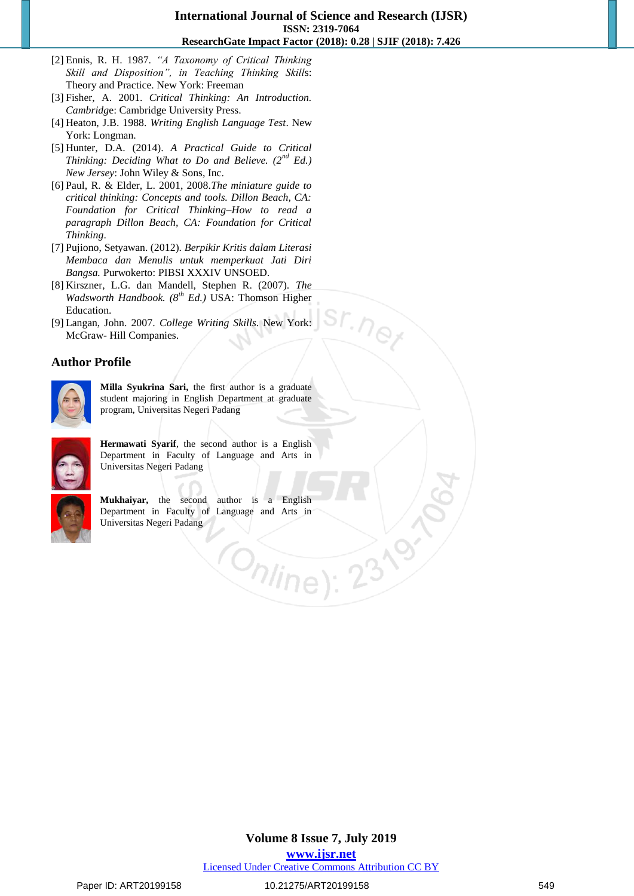[2] Ennis, R. H. 1987. *"A Taxonomy of Critical Thinking Skill and Disposition", in Teaching Thinking Skills*: Theory and Practice. New York: Freeman

[3] Fisher, A. 2001. *Critical Thinking: An Introduction. Cambridge*: Cambridge University Press.

[4] Heaton, J.B. 1988. *Writing English Language Test*. New York: Longman.

[5] Hunter, D.A. (2014). *A Practical Guide to Critical Thinking: Deciding What to Do and Believe. (2nd Ed.) New Jersey*: John Wiley & Sons, Inc.

[6] Paul, R. & Elder, L. 2001, 2008.*The miniature guide to critical thinking: Concepts and tools. Dillon Beach, CA: Foundation for Critical Thinking–How to read a paragraph Dillon Beach, CA: Foundation for Critical Thinking*.

[7] Pujiono, Setyawan. (2012). *Berpikir Kritis dalam Literasi Membaca dan Menulis untuk memperkuat Jati Diri Bangsa.* Purwokerto: PIBSI XXXIV UNSOED.

[8] Kirszner, L.G. dan Mandell, Stephen R. (2007). *The Wadsworth Handbook. (8th Ed.)* USA: Thomson Higher Education.

[9] Langan, John. 2007. *College Writing Skills*. New York: McGraw- Hill Companies.

## Author Profile

**Milla Syukrina Sari,** the first author is a graduate student majoring in English Department at graduate program, Universitas Negeri Padang

**Hermawati Syarif**, the second author is a English Department in Faculty of Language and Arts in Universitas Negeri Padang

**Mukhaiyar,** the second author is a English Department in Faculty of Language and Arts in Universitas Negeri Padang